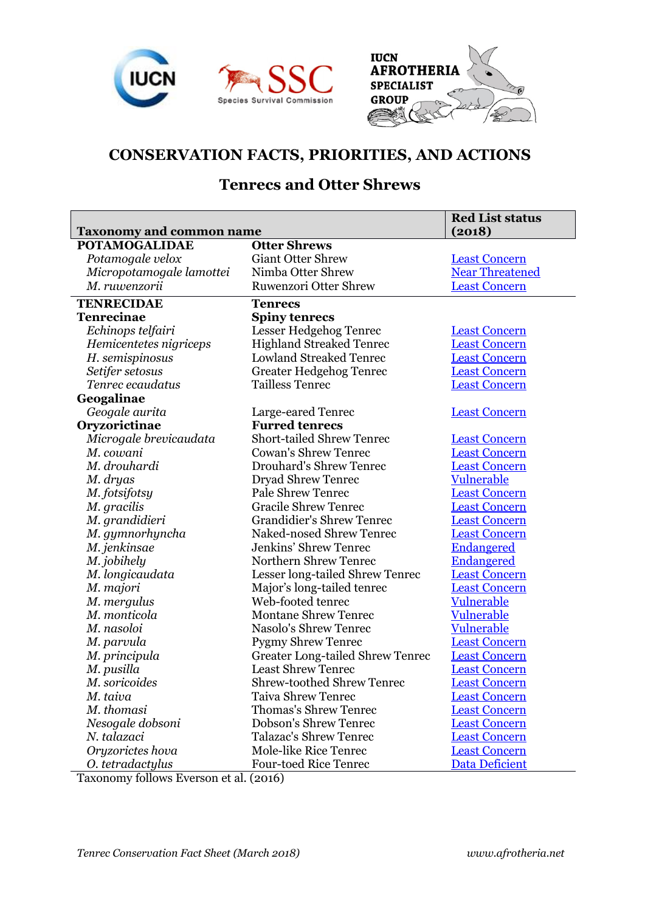# CONSERVATION FACTS, PRIORITIES, AND ACTIONS

## Tenrecs and Otter Shrews

| Taxonomy and common name | | Red List status (2018) |
|---|---|---|
| **POTAMOGALIDAE** | **Otter Shrews** | |
| *Potamogale velox* | Giant Otter Shrew | Least Concern |
| *Micropotamogale lamottei* | Nimba Otter Shrew | Near Threatened |
| *M. ruwenzorii* | Ruwenzori Otter Shrew | Least Concern |
| **TENRECIDAE** | **Tenrecs** | |
| **Tenrecinae** | **Spiny tenrecs** | |
| *Echinops telfairi* | Lesser Hedgehog Tenrec | Least Concern |
| *Hemicentetes nigriceps* | Highland Streaked Tenrec | Least Concern |
| *H. semispinosus* | Lowland Streaked Tenrec | Least Concern |
| *Setifer setosus* | Greater Hedgehog Tenrec | Least Concern |
| *Tenrec ecaudatus* | Tailless Tenrec | Least Concern |
| **Geogalinae** | | |
| *Geogale aurita* | Large-eared Tenrec | Least Concern |
| **Oryzorictinae** | **Furred tenrecs** | |
| *Microgale brevicaudata* | Short-tailed Shrew Tenrec | Least Concern |
| *M. cowani* | Cowan's Shrew Tenrec | Least Concern |
| *M. drouhardi* | Drouhard's Shrew Tenrec | Least Concern |
| *M. dryas* | Dryad Shrew Tenrec | Vulnerable |
| *M. fotsifotsy* | Pale Shrew Tenrec | Least Concern |
| *M. gracilis* | Gracile Shrew Tenrec | Least Concern |
| *M. grandidieri* | Grandidier's Shrew Tenrec | Least Concern |
| *M. gymnorhyncha* | Naked-nosed Shrew Tenrec | Least Concern |
| *M. jenkinsae* | Jenkins' Shrew Tenrec | Endangered |
| *M. jobihely* | Northern Shrew Tenrec | Endangered |
| *M. longicaudata* | Lesser long-tailed Shrew Tenrec | Least Concern |
| *M. majori* | Major's long-tailed tenrec | Least Concern |
| *M. mergulus* | Web-footed tenrec | Vulnerable |
| *M. monticola* | Montane Shrew Tenrec | Vulnerable |
| *M. nasoloi* | Nasolo's Shrew Tenrec | Vulnerable |
| *M. parvula* | Pygmy Shrew Tenrec | Least Concern |
| *M. principula* | Greater Long-tailed Shrew Tenrec | Least Concern |
| *M. pusilla* | Least Shrew Tenrec | Least Concern |
| *M. soricoides* | Shrew-toothed Shrew Tenrec | Least Concern |
| *M. taiva* | Taiva Shrew Tenrec | Least Concern |
| *M. thomasi* | Thomas's Shrew Tenrec | Least Concern |
| *Nesogale dobsoni* | Dobson's Shrew Tenrec | Least Concern |
| *N. talazaci* | Talazac's Shrew Tenrec | Least Concern |
| *Oryzorictes hova* | Mole-like Rice Tenrec | Least Concern |
| *O. tetradactylus* | Four-toed Rice Tenrec | Data Deficient |

Taxonomy follows Everson et al. (2016)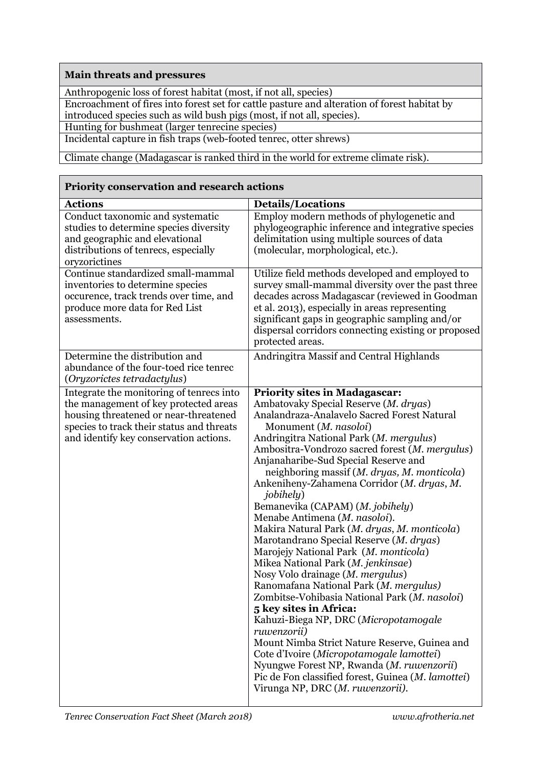| Main threats and pressures |
|---|
| Anthropogenic loss of forest habitat (most, if not all, species) |
| Encroachment of fires into forest set for cattle pasture and alteration of forest habitat by introduced species such as wild bush pigs (most, if not all, species). |
| Hunting for bushmeat (larger tenrecine species) |
| Incidental capture in fish traps (web-footed tenrec, otter shrews) |
| Climate change (Madagascar is ranked third in the world for extreme climate risk). |

| Priority conservation and research actions | |
|---|---|
| **Actions** | **Details/Locations** |
| Conduct taxonomic and systematic studies to determine species diversity and geographic and elevational distributions of tenrecs, especially oryzorictines | Employ modern methods of phylogenetic and phylogeographic inference and integrative species delimitation using multiple sources of data (molecular, morphological, etc.). |
| Continue standardized small-mammal inventories to determine species occurence, track trends over time, and produce more data for Red List assessments. | Utilize field methods developed and employed to survey small-mammal diversity over the past three decades across Madagascar (reviewed in Goodman et al. 2013), especially in areas representing significant gaps in geographic sampling and/or dispersal corridors connecting existing or proposed protected areas. |
| Determine the distribution and abundance of the four-toed rice tenrec (*Oryzorictes tetradactylus*) | Andringitra Massif and Central Highlands |
| Integrate the monitoring of tenrecs into the management of key protected areas housing threatened or near-threatened species to track their status and threats and identify key conservation actions. | **Priority sites in Madagascar:**<br>Ambatovaky Special Reserve (*M. dryas*)<br>Analandraza-Analavelo Sacred Forest Natural Monument (*M. nasoloi*)<br>Andringitra National Park (*M. mergulus*)<br>Ambositra-Vondrozo sacred forest (*M. mergulus*)<br>Anjanaharibe-Sud Special Reserve and neighboring massif (*M. dryas, M. monticola*)<br>Ankeniheny-Zahamena Corridor (*M. dryas*, *M. jobihely*)<br>Bemanevika (CAPAM) (*M. jobihely*)<br>Menabe Antimena (*M. nasoloi*).<br>Makira Natural Park (*M. dryas*, *M. monticola*)<br>Marotandrano Special Reserve (*M. dryas*)<br>Marojejy National Park (*M. monticola*)<br>Mikea National Park (*M. jenkinsae*)<br>Nosy Volo drainage (*M. mergulus*)<br>Ranomafana National Park (*M. mergulus)*<br>Zombitse-Vohibasia National Park (*M. nasoloi*)<br>**5 key sites in Africa:**<br>Kahuzi-Biega NP, DRC (*Micropotamogale ruwenzorii)*<br>Mount Nimba Strict Nature Reserve, Guinea and Cote d'Ivoire (*Micropotamogale lamottei*)<br>Nyungwe Forest NP, Rwanda (*M. ruwenzorii*)<br>Pic de Fon classified forest, Guinea (*M. lamottei*)<br>Virunga NP, DRC (*M. ruwenzorii)*. |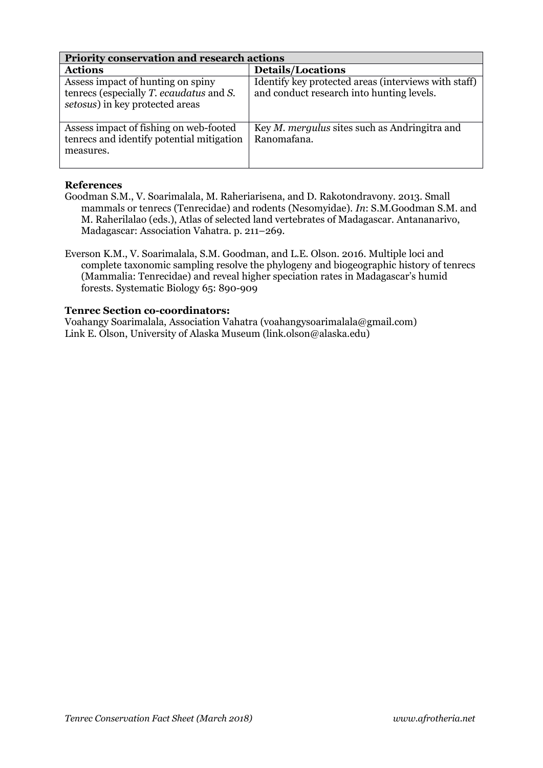| Priority conservation and research actions | |
| --- | --- |
| **Actions** | **Details/Locations** |
| Assess impact of hunting on spiny tenrecs (especially *T. ecaudatus* and *S. setosus*) in key protected areas | Identify key protected areas (interviews with staff) and conduct research into hunting levels. |
| Assess impact of fishing on web-footed tenrecs and identify potential mitigation measures. | Key *M. mergulus* sites such as Andringitra and Ranomafana. |

**References**

Goodman S.M., V. Soarimalala, M. Raheriarisena, and D. Rakotondravony. 2013. Small mammals or tenrecs (Tenrecidae) and rodents (Nesomyidae). *In*: S.M.Goodman S.M. and M. Raherilalao (eds.), Atlas of selected land vertebrates of Madagascar. Antananarivo, Madagascar: Association Vahatra. p. 211–269.

Everson K.M., V. Soarimalala, S.M. Goodman, and L.E. Olson. 2016. Multiple loci and complete taxonomic sampling resolve the phylogeny and biogeographic history of tenrecs (Mammalia: Tenrecidae) and reveal higher speciation rates in Madagascar's humid forests. Systematic Biology 65: 890-909

**Tenrec Section co-coordinators:**

Voahangy Soarimalala, Association Vahatra (voahangysoarimalala@gmail.com)
Link E. Olson, University of Alaska Museum (link.olson@alaska.edu)